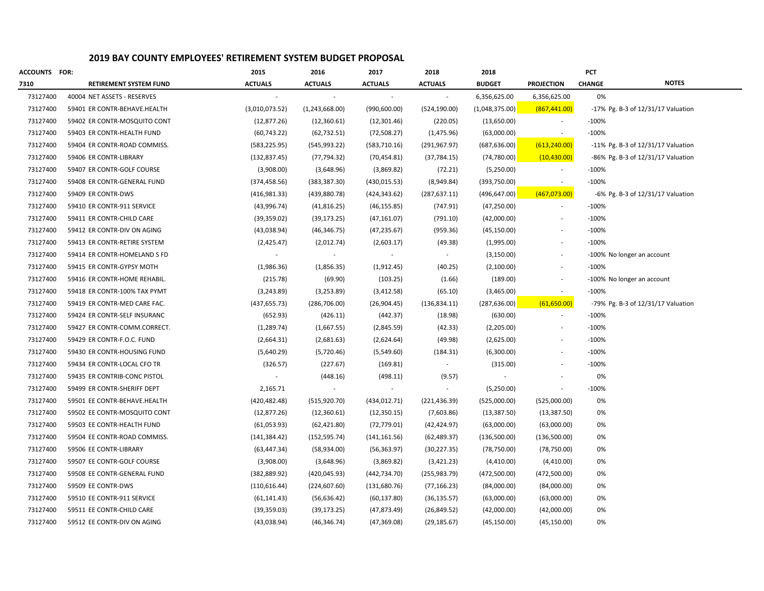## 2019 BAY COUNTY EMPLOYEES' RETIREMENT SYSTEM BUDGET PROPOSAL

| ACCOUNTS | FOR: | 2015 | 2016 | 2017 | 2018 | 2018 | | PCT | |
|---|---|---|---|---|---|---|---|---|---|
| 7310 | RETIREMENT SYSTEM FUND | ACTUALS | ACTUALS | ACTUALS | ACTUALS | BUDGET | PROJECTION | CHANGE | NOTES |
| 73127400 | 40004 NET ASSETS - RESERVES | - | - | - | - | 6,356,625.00 | 6,356,625.00 | 0% | |
| 73127400 | 59401 ER CONTR-BEHAVE.HEALTH | (3,010,073.52) | (1,243,668.00) | (990,600.00) | (524,190.00) | (1,048,375.00) | (867,441.00) | -17% | Pg. B-3 of 12/31/17 Valuation |
| 73127400 | 59402 ER CONTR-MOSQUITO CONT | (12,877.26) | (12,360.61) | (12,301.46) | (220.05) | (13,650.00) | - | -100% | |
| 73127400 | 59403 ER CONTR-HEALTH FUND | (60,743.22) | (62,732.51) | (72,508.27) | (1,475.96) | (63,000.00) | - | -100% | |
| 73127400 | 59404 ER CONTR-ROAD COMMISS. | (583,225.95) | (545,993.22) | (583,710.16) | (291,967.97) | (687,636.00) | (613,240.00) | -11% | Pg. B-3 of 12/31/17 Valuation |
| 73127400 | 59406 ER CONTR-LIBRARY | (132,837.45) | (77,794.32) | (70,454.81) | (37,784.15) | (74,780.00) | (10,430.00) | -86% | Pg. B-3 of 12/31/17 Valuation |
| 73127400 | 59407 ER CONTR-GOLF COURSE | (3,908.00) | (3,648.96) | (3,869.82) | (72.21) | (5,250.00) | - | -100% | |
| 73127400 | 59408 ER CONTR-GENERAL FUND | (374,458.56) | (383,387.30) | (430,015.53) | (8,949.84) | (393,750.00) | - | -100% | |
| 73127400 | 59409 ER CONTR-DWS | (416,981.33) | (439,880.78) | (424,343.62) | (287,637.11) | (496,647.00) | (467,073.00) | -6% | Pg. B-3 of 12/31/17 Valuation |
| 73127400 | 59410 ER CONTR-911 SERVICE | (43,996.74) | (41,816.25) | (46,155.85) | (747.91) | (47,250.00) | - | -100% | |
| 73127400 | 59411 ER CONTR-CHILD CARE | (39,359.02) | (39,173.25) | (47,161.07) | (791.10) | (42,000.00) | - | -100% | |
| 73127400 | 59412 ER CONTR-DIV ON AGING | (43,038.94) | (46,346.75) | (47,235.67) | (959.36) | (45,150.00) | - | -100% | |
| 73127400 | 59413 ER CONTR-RETIRE SYSTEM | (2,425.47) | (2,012.74) | (2,603.17) | (49.38) | (1,995.00) | - | -100% | |
| 73127400 | 59414 ER CONTR-HOMELAND S FD | - | - | - | - | (3,150.00) | - | -100% | No longer an account |
| 73127400 | 59415 ER CONTR-GYPSY MOTH | (1,986.36) | (1,856.35) | (1,912.45) | (40.25) | (2,100.00) | - | -100% | |
| 73127400 | 59416 ER CONTR-HOME REHABIL. | (215.78) | (69.90) | (103.25) | (1.66) | (189.00) | - | -100% | No longer an account |
| 73127400 | 59418 ER CONTR-100% TAX PYMT | (3,243.89) | (3,253.89) | (3,412.58) | (65.10) | (3,465.00) | - | -100% | |
| 73127400 | 59419 ER CONTR-MED CARE FAC. | (437,655.73) | (286,706.00) | (26,904.45) | (136,834.11) | (287,636.00) | (61,650.00) | -79% | Pg. B-3 of 12/31/17 Valuation |
| 73127400 | 59424 ER CONTR-SELF INSURANC | (652.93) | (426.11) | (442.37) | (18.98) | (630.00) | - | -100% | |
| 73127400 | 59427 ER CONTR-COMM.CORRECT. | (1,289.74) | (1,667.55) | (2,845.59) | (42.33) | (2,205.00) | - | -100% | |
| 73127400 | 59429 ER CONTR-F.O.C. FUND | (2,664.31) | (2,681.63) | (2,624.64) | (49.98) | (2,625.00) | - | -100% | |
| 73127400 | 59430 ER CONTR-HOUSING FUND | (5,640.29) | (5,720.46) | (5,549.60) | (184.31) | (6,300.00) | - | -100% | |
| 73127400 | 59434 ER CONTR-LOCAL CFO TR | (326.57) | (227.67) | (169.81) | - | (315.00) | - | -100% | |
| 73127400 | 59435 ER CONTRIB-CONC PISTOL | - | (448.16) | (498.11) | (9.57) | - | - | 0% | |
| 73127400 | 59499 ER CONTR-SHERIFF DEPT | 2,165.71 | - | - | - | (5,250.00) | - | -100% | |
| 73127400 | 59501 EE CONTR-BEHAVE.HEALTH | (420,482.48) | (515,920.70) | (434,012.71) | (221,436.39) | (525,000.00) | (525,000.00) | 0% | |
| 73127400 | 59502 EE CONTR-MOSQUITO CONT | (12,877.26) | (12,360.61) | (12,350.15) | (7,603.86) | (13,387.50) | (13,387.50) | 0% | |
| 73127400 | 59503 EE CONTR-HEALTH FUND | (61,053.93) | (62,421.80) | (72,779.01) | (42,424.97) | (63,000.00) | (63,000.00) | 0% | |
| 73127400 | 59504 EE CONTR-ROAD COMMISS. | (141,384.42) | (152,595.74) | (141,161.56) | (62,489.37) | (136,500.00) | (136,500.00) | 0% | |
| 73127400 | 59506 EE CONTR-LIBRARY | (63,447.34) | (58,934.00) | (56,363.97) | (30,227.35) | (78,750.00) | (78,750.00) | 0% | |
| 73127400 | 59507 EE CONTR-GOLF COURSE | (3,908.00) | (3,648.96) | (3,869.82) | (3,421.23) | (4,410.00) | (4,410.00) | 0% | |
| 73127400 | 59508 EE CONTR-GENERAL FUND | (382,889.92) | (420,045.93) | (442,734.70) | (255,983.79) | (472,500.00) | (472,500.00) | 0% | |
| 73127400 | 59509 EE CONTR-DWS | (110,616.44) | (224,607.60) | (131,680.76) | (77,166.23) | (84,000.00) | (84,000.00) | 0% | |
| 73127400 | 59510 EE CONTR-911 SERVICE | (61,141.43) | (56,636.42) | (60,137.80) | (36,135.57) | (63,000.00) | (63,000.00) | 0% | |
| 73127400 | 59511 EE CONTR-CHILD CARE | (39,359.03) | (39,173.25) | (47,873.49) | (26,849.52) | (42,000.00) | (42,000.00) | 0% | |
| 73127400 | 59512 EE CONTR-DIV ON AGING | (43,038.94) | (46,346.74) | (47,369.08) | (29,185.67) | (45,150.00) | (45,150.00) | 0% | |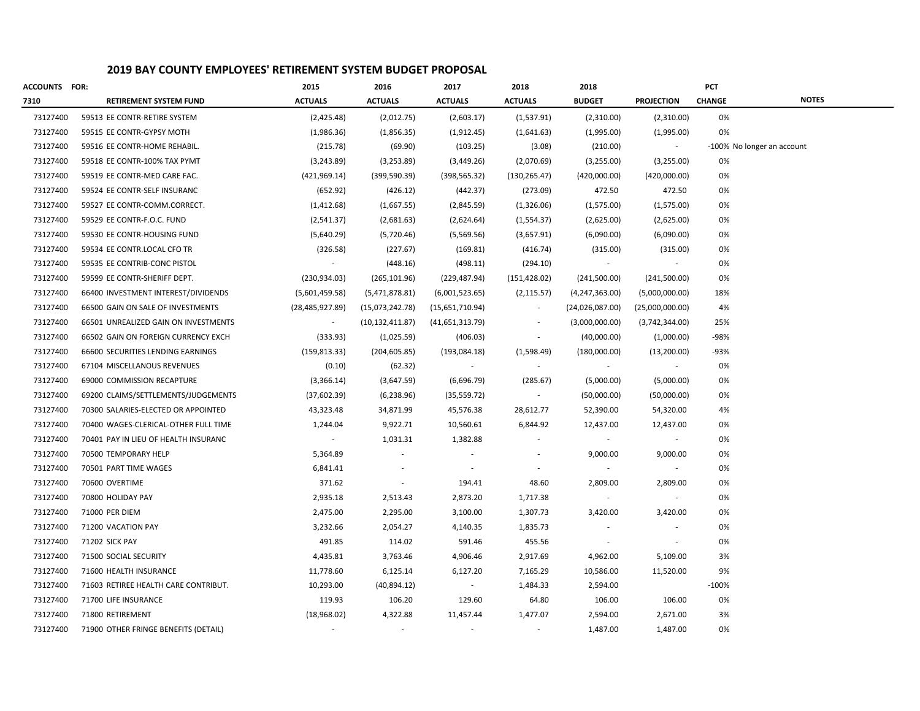## 2019 BAY COUNTY EMPLOYEES' RETIREMENT SYSTEM BUDGET PROPOSAL

| ACCOUNTS FOR: | | 2015 | 2016 | 2017 | 2018 | 2018 | | PCT | |
|---|---|---|---|---|---|---|---|---|---|
| 7310 | RETIREMENT SYSTEM FUND | ACTUALS | ACTUALS | ACTUALS | ACTUALS | BUDGET | PROJECTION | CHANGE | NOTES |
| 73127400 | 59513 EE CONTR-RETIRE SYSTEM | (2,425.48) | (2,012.75) | (2,603.17) | (1,537.91) | (2,310.00) | (2,310.00) | 0% | |
| 73127400 | 59515 EE CONTR-GYPSY MOTH | (1,986.36) | (1,856.35) | (1,912.45) | (1,641.63) | (1,995.00) | (1,995.00) | 0% | |
| 73127400 | 59516 EE CONTR-HOME REHABIL. | (215.78) | (69.90) | (103.25) | (3.08) | (210.00) | - | -100% | No longer an account |
| 73127400 | 59518 EE CONTR-100% TAX PYMT | (3,243.89) | (3,253.89) | (3,449.26) | (2,070.69) | (3,255.00) | (3,255.00) | 0% | |
| 73127400 | 59519 EE CONTR-MED CARE FAC. | (421,969.14) | (399,590.39) | (398,565.32) | (130,265.47) | (420,000.00) | (420,000.00) | 0% | |
| 73127400 | 59524 EE CONTR-SELF INSURANC | (652.92) | (426.12) | (442.37) | (273.09) | 472.50 | 472.50 | 0% | |
| 73127400 | 59527 EE CONTR-COMM.CORRECT. | (1,412.68) | (1,667.55) | (2,845.59) | (1,326.06) | (1,575.00) | (1,575.00) | 0% | |
| 73127400 | 59529 EE CONTR-F.O.C. FUND | (2,541.37) | (2,681.63) | (2,624.64) | (1,554.37) | (2,625.00) | (2,625.00) | 0% | |
| 73127400 | 59530 EE CONTR-HOUSING FUND | (5,640.29) | (5,720.46) | (5,569.56) | (3,657.91) | (6,090.00) | (6,090.00) | 0% | |
| 73127400 | 59534 EE CONTR.LOCAL CFO TR | (326.58) | (227.67) | (169.81) | (416.74) | (315.00) | (315.00) | 0% | |
| 73127400 | 59535 EE CONTRIB-CONC PISTOL | - | (448.16) | (498.11) | (294.10) | - | - | 0% | |
| 73127400 | 59599 EE CONTR-SHERIFF DEPT. | (230,934.03) | (265,101.96) | (229,487.94) | (151,428.02) | (241,500.00) | (241,500.00) | 0% | |
| 73127400 | 66400 INVESTMENT INTEREST/DIVIDENDS | (5,601,459.58) | (5,471,878.81) | (6,001,523.65) | (2,115.57) | (4,247,363.00) | (5,000,000.00) | 18% | |
| 73127400 | 66500 GAIN ON SALE OF INVESTMENTS | (28,485,927.89) | (15,073,242.78) | (15,651,710.94) | - | (24,026,087.00) | (25,000,000.00) | 4% | |
| 73127400 | 66501 UNREALIZED GAIN ON INVESTMENTS | - | (10,132,411.87) | (41,651,313.79) | - | (3,000,000.00) | (3,742,344.00) | 25% | |
| 73127400 | 66502 GAIN ON FOREIGN CURRENCY EXCH | (333.93) | (1,025.59) | (406.03) | - | (40,000.00) | (1,000.00) | -98% | |
| 73127400 | 66600 SECURITIES LENDING EARNINGS | (159,813.33) | (204,605.85) | (193,084.18) | (1,598.49) | (180,000.00) | (13,200.00) | -93% | |
| 73127400 | 67104 MISCELLANOUS REVENUES | (0.10) | (62.32) | - | - | - | - | 0% | |
| 73127400 | 69000 COMMISSION RECAPTURE | (3,366.14) | (3,647.59) | (6,696.79) | (285.67) | (5,000.00) | (5,000.00) | 0% | |
| 73127400 | 69200 CLAIMS/SETTLEMENTS/JUDGEMENTS | (37,602.39) | (6,238.96) | (35,559.72) | - | (50,000.00) | (50,000.00) | 0% | |
| 73127400 | 70300 SALARIES-ELECTED OR APPOINTED | 43,323.48 | 34,871.99 | 45,576.38 | 28,612.77 | 52,390.00 | 54,320.00 | 4% | |
| 73127400 | 70400 WAGES-CLERICAL-OTHER FULL TIME | 1,244.04 | 9,922.71 | 10,560.61 | 6,844.92 | 12,437.00 | 12,437.00 | 0% | |
| 73127400 | 70401 PAY IN LIEU OF HEALTH INSURANC | - | 1,031.31 | 1,382.88 | - | - | - | 0% | |
| 73127400 | 70500 TEMPORARY HELP | 5,364.89 | - | - | - | 9,000.00 | 9,000.00 | 0% | |
| 73127400 | 70501 PART TIME WAGES | 6,841.41 | - | - | - | - | - | 0% | |
| 73127400 | 70600 OVERTIME | 371.62 | - | 194.41 | 48.60 | 2,809.00 | 2,809.00 | 0% | |
| 73127400 | 70800 HOLIDAY PAY | 2,935.18 | 2,513.43 | 2,873.20 | 1,717.38 | - | - | 0% | |
| 73127400 | 71000 PER DIEM | 2,475.00 | 2,295.00 | 3,100.00 | 1,307.73 | 3,420.00 | 3,420.00 | 0% | |
| 73127400 | 71200 VACATION PAY | 3,232.66 | 2,054.27 | 4,140.35 | 1,835.73 | - | - | 0% | |
| 73127400 | 71202 SICK PAY | 491.85 | 114.02 | 591.46 | 455.56 | - | - | 0% | |
| 73127400 | 71500 SOCIAL SECURITY | 4,435.81 | 3,763.46 | 4,906.46 | 2,917.69 | 4,962.00 | 5,109.00 | 3% | |
| 73127400 | 71600 HEALTH INSURANCE | 11,778.60 | 6,125.14 | 6,127.20 | 7,165.29 | 10,586.00 | 11,520.00 | 9% | |
| 73127400 | 71603 RETIREE HEALTH CARE CONTRIBUT. | 10,293.00 | (40,894.12) | - | 1,484.33 | 2,594.00 | | -100% | |
| 73127400 | 71700 LIFE INSURANCE | 119.93 | 106.20 | 129.60 | 64.80 | 106.00 | 106.00 | 0% | |
| 73127400 | 71800 RETIREMENT | (18,968.02) | 4,322.88 | 11,457.44 | 1,477.07 | 2,594.00 | 2,671.00 | 3% | |
| 73127400 | 71900 OTHER FRINGE BENEFITS (DETAIL) | - | - | - | - | 1,487.00 | 1,487.00 | 0% | |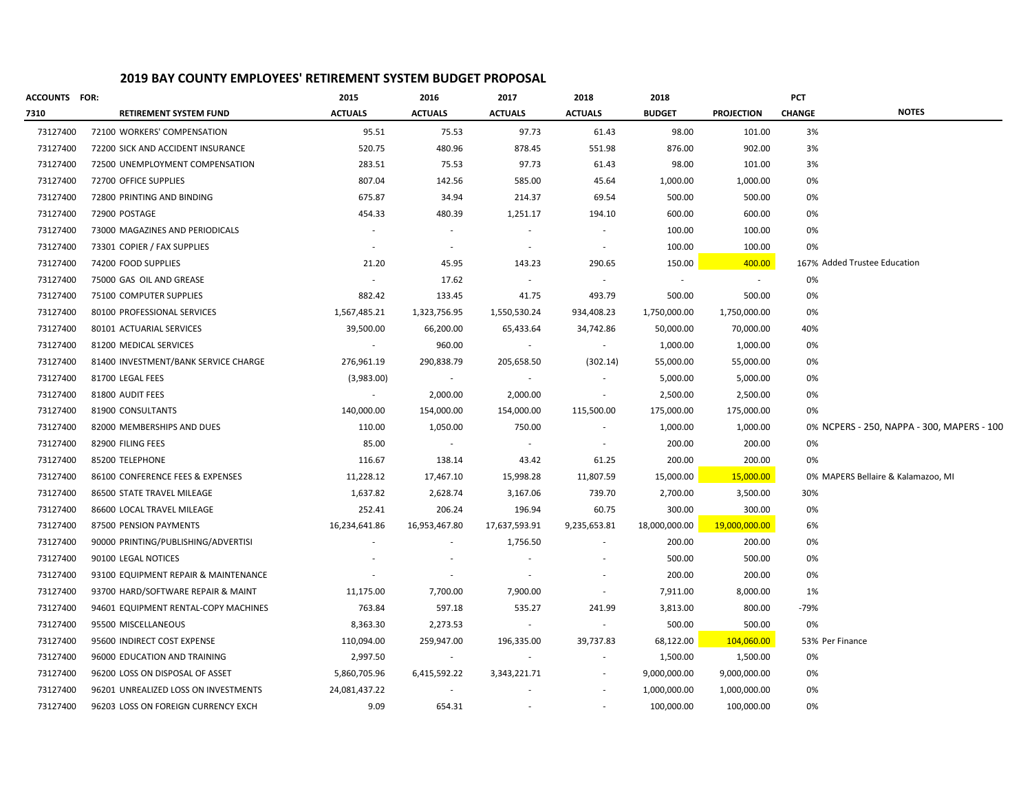## 2019 BAY COUNTY EMPLOYEES' RETIREMENT SYSTEM BUDGET PROPOSAL

| ACCOUNTS FOR: | | 2015 | 2016 | 2017 | 2018 | 2018 | | PCT | |
|---|---|---|---|---|---|---|---|---|---|
| 7310 | RETIREMENT SYSTEM FUND | ACTUALS | ACTUALS | ACTUALS | ACTUALS | BUDGET | PROJECTION | CHANGE | NOTES |
| 73127400 | 72100 WORKERS' COMPENSATION | 95.51 | 75.53 | 97.73 | 61.43 | 98.00 | 101.00 | 3% | |
| 73127400 | 72200 SICK AND ACCIDENT INSURANCE | 520.75 | 480.96 | 878.45 | 551.98 | 876.00 | 902.00 | 3% | |
| 73127400 | 72500 UNEMPLOYMENT COMPENSATION | 283.51 | 75.53 | 97.73 | 61.43 | 98.00 | 101.00 | 3% | |
| 73127400 | 72700 OFFICE SUPPLIES | 807.04 | 142.56 | 585.00 | 45.64 | 1,000.00 | 1,000.00 | 0% | |
| 73127400 | 72800 PRINTING AND BINDING | 675.87 | 34.94 | 214.37 | 69.54 | 500.00 | 500.00 | 0% | |
| 73127400 | 72900 POSTAGE | 454.33 | 480.39 | 1,251.17 | 194.10 | 600.00 | 600.00 | 0% | |
| 73127400 | 73000 MAGAZINES AND PERIODICALS | - | - | - | - | 100.00 | 100.00 | 0% | |
| 73127400 | 73301 COPIER / FAX SUPPLIES | - | - | - | - | 100.00 | 100.00 | 0% | |
| 73127400 | 74200 FOOD SUPPLIES | 21.20 | 45.95 | 143.23 | 290.65 | 150.00 | 400.00 | 167% | Added Trustee Education |
| 73127400 | 75000 GAS OIL AND GREASE | - | 17.62 | - | - | - | - | 0% | |
| 73127400 | 75100 COMPUTER SUPPLIES | 882.42 | 133.45 | 41.75 | 493.79 | 500.00 | 500.00 | 0% | |
| 73127400 | 80100 PROFESSIONAL SERVICES | 1,567,485.21 | 1,323,756.95 | 1,550,530.24 | 934,408.23 | 1,750,000.00 | 1,750,000.00 | 0% | |
| 73127400 | 80101 ACTUARIAL SERVICES | 39,500.00 | 66,200.00 | 65,433.64 | 34,742.86 | 50,000.00 | 70,000.00 | 40% | |
| 73127400 | 81200 MEDICAL SERVICES | - | 960.00 | - | - | 1,000.00 | 1,000.00 | 0% | |
| 73127400 | 81400 INVESTMENT/BANK SERVICE CHARGE | 276,961.19 | 290,838.79 | 205,658.50 | (302.14) | 55,000.00 | 55,000.00 | 0% | |
| 73127400 | 81700 LEGAL FEES | (3,983.00) | - | - | - | 5,000.00 | 5,000.00 | 0% | |
| 73127400 | 81800 AUDIT FEES | - | 2,000.00 | 2,000.00 | - | 2,500.00 | 2,500.00 | 0% | |
| 73127400 | 81900 CONSULTANTS | 140,000.00 | 154,000.00 | 154,000.00 | 115,500.00 | 175,000.00 | 175,000.00 | 0% | |
| 73127400 | 82000 MEMBERSHIPS AND DUES | 110.00 | 1,050.00 | 750.00 | - | 1,000.00 | 1,000.00 | 0% | NCPERS - 250, NAPPA - 300, MAPERS - 100 |
| 73127400 | 82900 FILING FEES | 85.00 | - | - | - | 200.00 | 200.00 | 0% | |
| 73127400 | 85200 TELEPHONE | 116.67 | 138.14 | 43.42 | 61.25 | 200.00 | 200.00 | 0% | |
| 73127400 | 86100 CONFERENCE FEES & EXPENSES | 11,228.12 | 17,467.10 | 15,998.28 | 11,807.59 | 15,000.00 | 15,000.00 | 0% | MAPERS Bellaire & Kalamazoo, MI |
| 73127400 | 86500 STATE TRAVEL MILEAGE | 1,637.82 | 2,628.74 | 3,167.06 | 739.70 | 2,700.00 | 3,500.00 | 30% | |
| 73127400 | 86600 LOCAL TRAVEL MILEAGE | 252.41 | 206.24 | 196.94 | 60.75 | 300.00 | 300.00 | 0% | |
| 73127400 | 87500 PENSION PAYMENTS | 16,234,641.86 | 16,953,467.80 | 17,637,593.91 | 9,235,653.81 | 18,000,000.00 | 19,000,000.00 | 6% | |
| 73127400 | 90000 PRINTING/PUBLISHING/ADVERTISI | - | - | 1,756.50 | - | 200.00 | 200.00 | 0% | |
| 73127400 | 90100 LEGAL NOTICES | - | - | - | - | 500.00 | 500.00 | 0% | |
| 73127400 | 93100 EQUIPMENT REPAIR & MAINTENANCE | - | - | - | - | 200.00 | 200.00 | 0% | |
| 73127400 | 93700 HARD/SOFTWARE REPAIR & MAINT | 11,175.00 | 7,700.00 | 7,900.00 | - | 7,911.00 | 8,000.00 | 1% | |
| 73127400 | 94601 EQUIPMENT RENTAL-COPY MACHINES | 763.84 | 597.18 | 535.27 | 241.99 | 3,813.00 | 800.00 | -79% | |
| 73127400 | 95500 MISCELLANEOUS | 8,363.30 | 2,273.53 | - | - | 500.00 | 500.00 | 0% | |
| 73127400 | 95600 INDIRECT COST EXPENSE | 110,094.00 | 259,947.00 | 196,335.00 | 39,737.83 | 68,122.00 | 104,060.00 | 53% | Per Finance |
| 73127400 | 96000 EDUCATION AND TRAINING | 2,997.50 | - | - | - | 1,500.00 | 1,500.00 | 0% | |
| 73127400 | 96200 LOSS ON DISPOSAL OF ASSET | 5,860,705.96 | 6,415,592.22 | 3,343,221.71 | - | 9,000,000.00 | 9,000,000.00 | 0% | |
| 73127400 | 96201 UNREALIZED LOSS ON INVESTMENTS | 24,081,437.22 | - | - | - | 1,000,000.00 | 1,000,000.00 | 0% | |
| 73127400 | 96203 LOSS ON FOREIGN CURRENCY EXCH | 9.09 | 654.31 | - | - | 100,000.00 | 100,000.00 | 0% | |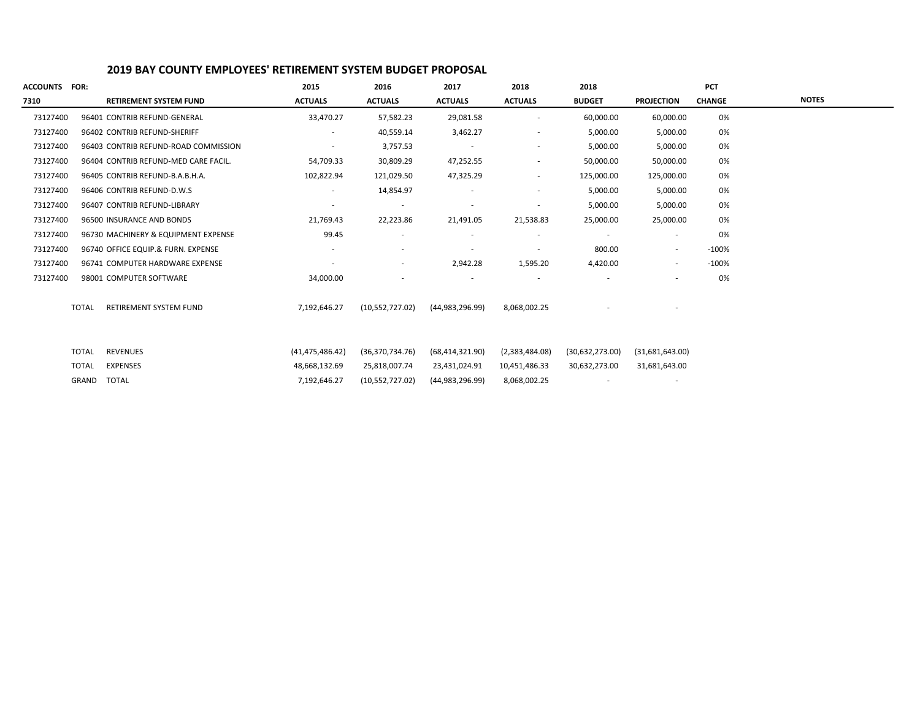## 2019 BAY COUNTY EMPLOYEES' RETIREMENT SYSTEM BUDGET PROPOSAL

| ACCOUNTS | FOR: | 2015 | 2016 | 2017 | 2018 | 2018 | | PCT | |
|---|---|---|---|---|---|---|---|---|---|
| 7310 | RETIREMENT SYSTEM FUND | ACTUALS | ACTUALS | ACTUALS | ACTUALS | BUDGET | PROJECTION | CHANGE | NOTES |
| 73127400 | 96401 CONTRIB REFUND-GENERAL | 33,470.27 | 57,582.23 | 29,081.58 | - | 60,000.00 | 60,000.00 | 0% | |
| 73127400 | 96402 CONTRIB REFUND-SHERIFF | - | 40,559.14 | 3,462.27 | - | 5,000.00 | 5,000.00 | 0% | |
| 73127400 | 96403 CONTRIB REFUND-ROAD COMMISSION | - | 3,757.53 | - | - | 5,000.00 | 5,000.00 | 0% | |
| 73127400 | 96404 CONTRIB REFUND-MED CARE FACIL. | 54,709.33 | 30,809.29 | 47,252.55 | - | 50,000.00 | 50,000.00 | 0% | |
| 73127400 | 96405 CONTRIB REFUND-B.A.B.H.A. | 102,822.94 | 121,029.50 | 47,325.29 | - | 125,000.00 | 125,000.00 | 0% | |
| 73127400 | 96406 CONTRIB REFUND-D.W.S | - | 14,854.97 | - | - | 5,000.00 | 5,000.00 | 0% | |
| 73127400 | 96407 CONTRIB REFUND-LIBRARY | - | - | - | - | 5,000.00 | 5,000.00 | 0% | |
| 73127400 | 96500 INSURANCE AND BONDS | 21,769.43 | 22,223.86 | 21,491.05 | 21,538.83 | 25,000.00 | 25,000.00 | 0% | |
| 73127400 | 96730 MACHINERY & EQUIPMENT EXPENSE | 99.45 | - | - | - | - | - | 0% | |
| 73127400 | 96740 OFFICE EQUIP.& FURN. EXPENSE | - | - | - | - | 800.00 | - | -100% | |
| 73127400 | 96741 COMPUTER HARDWARE EXPENSE | - | - | 2,942.28 | 1,595.20 | 4,420.00 | - | -100% | |
| 73127400 | 98001 COMPUTER SOFTWARE | 34,000.00 | - | - | - | - | - | 0% | |
| TOTAL | RETIREMENT SYSTEM FUND | 7,192,646.27 | (10,552,727.02) | (44,983,296.99) | 8,068,002.25 | - | - | | |
| TOTAL | REVENUES | (41,475,486.42) | (36,370,734.76) | (68,414,321.90) | (2,383,484.08) | (30,632,273.00) | (31,681,643.00) | | |
| TOTAL | EXPENSES | 48,668,132.69 | 25,818,007.74 | 23,431,024.91 | 10,451,486.33 | 30,632,273.00 | 31,681,643.00 | | |
| GRAND | TOTAL | 7,192,646.27 | (10,552,727.02) | (44,983,296.99) | 8,068,002.25 | - | - | | |